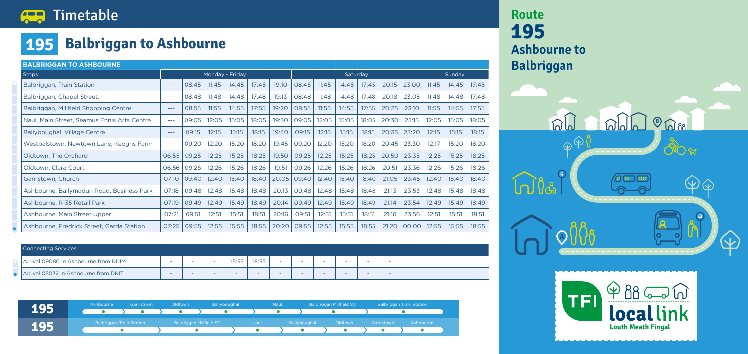# Timetable

## 195 Balbriggan to Ashbourne

| BALBRIGGAN TO ASHBOURNE | | | | | | | | | | | | | | | |
|---|---|---|---|---|---|---|---|---|---|---|---|---|---|---|---|
| Stops | Monday - Friday | | | | | | Saturday | | | | | | Sunday | | |
| Balbriggan, Train Station | --- | 08:45 | 11:45 | 14:45 | 17:45 | 19:10 | 08:45 | 11:45 | 14:45 | 17:45 | 20:15 | 23:00 | 11:45 | 14:45 | 17:45 |
| Balbriggan, Chapel Street. | --- | 08:48 | 11:48 | 14:48 | 17:48 | 19:13 | 08:48 | 11:48 | 14:48 | 17:48 | 20:18 | 23:05 | 11:48 | 14:48 | 17:48 |
| Balbriggan, Millfield Shopping Centre | --- | 08:55 | 11:55 | 14:55 | 17:55 | 19:20 | 08:55 | 11:55 | 14:55 | 17:55 | 20:25 | 23:10 | 11:55 | 14:55 | 17:55 |
| Naul, Main Street, Seamus Ennis Arts Centre | --- | 09:05 | 12:05 | 15:05 | 18:05 | 19:30 | 09:05 | 12:05 | 15:05 | 18:05 | 20:30 | 23:15 | 12:05 | 15:05 | 18:05 |
| Ballyboughal, Village Centre | --- | 09:15 | 12:15 | 15:15 | 18:15 | 19:40 | 09:15 | 12:15 | 15:15 | 18:15 | 20:35 | 23:20 | 12:15 | 15:15 | 18:15 |
| Westpalstown, Newtown Lane, Keoghs Farm | --- | 09:20 | 12:20 | 15:20 | 18:20 | 19:45 | 09:20 | 12:20 | 15:20 | 18:20 | 20:45 | 23:30 | 12:17 | 15:20 | 18:20 |
| Oldtown, The Orchard | 06:55 | 09:25 | 12:25 | 15:25 | 18:25 | 19:50 | 09:25 | 12:25 | 15:25 | 18:25 | 20:50 | 23:35 | 12:25 | 15:25 | 18:25 |
| Oldtown, Clara Court | 06:56 | 09:26 | 12:26 | 15:26 | 18:26 | 19:51 | 09:26 | 12:26 | 15:26 | 18:26 | 20:51 | 23:36 | 12:26 | 15:26 | 18:26 |
| Garristown, Church | 07:10 | 09:40 | 12:40 | 15:40 | 18:40 | 20:05 | 09:40 | 12:40 | 15:40 | 18:40 | 21:05 | 23:45 | 12:40 | 15:40 | 18:40 |
| Ashbourne, Ballymadun Road, Business Park | 07:18 | 09:48 | 12:48 | 15:48 | 18:48 | 20:13 | 09:48 | 12:48 | 15:48 | 18:48 | 21:13 | 23:53 | 12:48 | 15:48 | 18:48 |
| Ashbourne, R135 Retail Park | 07:19 | 09:49 | 12:49 | 15:49 | 18:49 | 20:14 | 09:49 | 12:49 | 15:49 | 18:49 | 21:14 | 23:54 | 12:49 | 15:49 | 18:49 |
| Ashbourne, Main Street Upper | 07:21 | 09:51 | 12:51 | 15:51 | 18:51 | 20:16 | 09:51 | 12:51 | 15:51 | 18:51 | 21:16 | 23:56 | 12:51 | 15:51 | 18:51 |
| Ashbourne, Fredrick Street, Garda Station | 07:25 | 09:55 | 12:55 | 15:55 | 18:55 | 20:20 | 09:55 | 12:55 | 15:55 | 18:55 | 21:20 | 00:00 | 12:55 | 15:55 | 18:55 |

| Connecting Services: | | | | | | | | | | | | | | | |
|---|---|---|---|---|---|---|---|---|---|---|---|---|---|---|---|
| Arrival 09080 in Ashbourne from NUIM | - | - | - | 15:55 | 18:55 | - | - | - | - | - | - | | | | |
| Arrival 05032 in Ashbourne from DKIT | - | - | - | - | - | - | - | - | - | - | - | | | | |

**195**: Ashbourne – Garristown – Oldtown – Ballyboughal – Naul – Balbriggan Millfield SC – Balbriggan Train Station

**195**: Balbriggan Train Station – Balbriggan Millfield SC – Naul – Ballyboughal – Oldtown – Garristown – Ashbourne

## Route 195 Ashbourne to Balbriggan

TFI local link
Louth Meath Fingal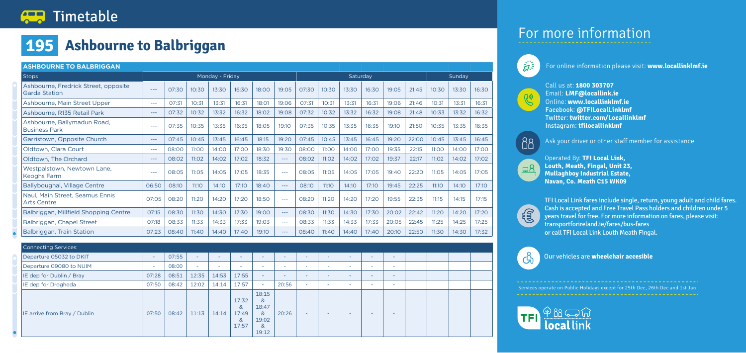# Timetable

## 195 Ashbourne to Balbriggan

| ASHBOURNE TO BALBRIGGAN | | | | | | | | | | | | | | | | |
|---|---|---|---|---|---|---|---|---|---|---|---|---|---|---|---|---|
| Stops | Monday - Friday | | | | | | | Saturday | | | | | | Sunday | | |
| Ashbourne, Fredrick Street, opposite Garda Station | --- | 07:30 | 10:30 | 13:30 | 16:30 | 18:00 | 19:05 | 07:30 | 10:30 | 13:30 | 16:30 | 19:05 | 21:45 | 10:30 | 13:30 | 16:30 |
| Ashbourne, Main Street Upper | --- | 07:31 | 10:31 | 13:31 | 16:31 | 18:01 | 19:06 | 07:31 | 10:31 | 13:31 | 16:31 | 19:06 | 21:46 | 10:31 | 13:31 | 16:31 |
| Ashbourne, R135 Retail Park | --- | 07:32 | 10:32 | 13:32 | 16:32 | 18:02 | 19:08 | 07:32 | 10:32 | 13:32 | 16:32 | 19:08 | 21:48 | 10:33 | 13:32 | 16:32 |
| Ashbourne, Ballymadun Road, Business Park | --- | 07:35 | 10:35 | 13:35 | 16:35 | 18:05 | 19:10 | 07:35 | 10:35 | 13:35 | 16:35 | 19:10 | 21:50 | 10:35 | 13:35 | 16:35 |
| Garristown, Opposite Church | --- | 07:45 | 10:45 | 13:45 | 16:45 | 18:15 | 19:20 | 07:45 | 10:45 | 13:45 | 16:45 | 19:20 | 22:00 | 10:45 | 13:45 | 16:45 |
| Oldtown, Clara Court | --- | 08:00 | 11:00 | 14:00 | 17:00 | 18:30 | 19:30 | 08:00 | 11:00 | 14:00 | 17:00 | 19:35 | 22:15 | 11:00 | 14:00 | 17:00 |
| Oldtown, The Orchard | --- | 08:02 | 11:02 | 14:02 | 17:02 | 18:32 | --- | 08:02 | 11:02 | 14:02 | 17:02 | 19:37 | 22:17 | 11:02 | 14:02 | 17:02 |
| Westpalstown, Newtown Lane, Keoghs Farm | --- | 08:05 | 11:05 | 14:05 | 17:05 | 18:35 | --- | 08:05 | 11:05 | 14:05 | 17:05 | 19:40 | 22:20 | 11:05 | 14:05 | 17:05 |
| Ballyboughal, Village Centre | 06:50 | 08:10 | 11:10 | 14:10 | 17:10 | 18:40 | --- | 08:10 | 11:10 | 14:10 | 17:10 | 19:45 | 22:25 | 11:10 | 14:10 | 17:10 |
| Naul, Main Street, Seamus Ennis Arts Centre | 07:05 | 08:20 | 11:20 | 14:20 | 17:20 | 18:50 | --- | 08:20 | 11:20 | 14:20 | 17:20 | 19:55 | 22:35 | 11:15 | 14:15 | 17:15 |
| Balbriggan, Millfield Shopping Centre | 07:15 | 08:30 | 11:30 | 14:30 | 17:30 | 19:00 | --- | 08:30 | 11:30 | 14:30 | 17:30 | 20:02 | 22:42 | 11:20 | 14:20 | 17:20 |
| Balbriggan, Chapel Street | 07:18 | 08:33 | 11:33 | 14:33 | 17:33 | 19:03 | --- | 08:33 | 11:33 | 14:33 | 17:33 | 20:05 | 22:45 | 11:25 | 14:25 | 17:25 |
| Balbriggan, Train Station | 07:23 | 08:40 | 11:40 | 14:40 | 17:40 | 19:10 | --- | 08:40 | 11:40 | 14:40 | 17:40 | 20:10 | 22:50 | 11:30 | 14:30 | 17:32 |

| Connecting Services: | | | | | | | | | | | | | | | | |
|---|---|---|---|---|---|---|---|---|---|---|---|---|---|---|---|---|
| Departure 05032 to DKIT | - | 07:55 | - | - | - | - | - | - | - | - | - | - | | | | |
| Departure 09080 to NUIM | - | 08:00 | - | - | - | - | - | - | - | - | - | - | | | | |
| IE dep for Dublin / Bray | 07:28 | 08:51 | 12:35 | 14:53 | 17:55 | - | - | - | - | - | - | - | | | | |
| IE dep for Drogheda | 07:50 | 08:42 | 12:02 | 14:14 | 17:57 | - | 20:56 | - | - | - | - | - | | | | |
| IE arrive from Bray / Dublin | 07:50 | 08:42 | 11:13 | 14:14 | 17:32 & 17:49 & 17:57 | 18:15 & 18:47 & 19:02 & 19:12 | 20:26 | - | - | - | - | - | | | | |

# For more information

For online information please visit: **www.locallinklmf.ie**

Call us at: **1800 303707**
Email: **LMF@locallink.ie**
Online: **www.locallinklmf.ie**
Facebook: **@TFILocalLinklmf**
Twitter: **twitter.com/Locallinklmf**
Instagram: **tfilocallinklmf**

Ask your driver or other staff member for assistance

Operated By: **TFI Local Link, Louth, Meath, Fingal, Unit 23, Mullaghboy Industrial Estate, Navan, Co. Meath C15 WK09**

TFI Local Link fares include single, return, young adult and child fares. Cash is accepted and Free Travel Pass holders and children under 5 years travel for free. For more information on fares, please visit: transportforireland.ie/fares/bus-fares or call TFI Local Link Louth Meath Fingal.

Our vehicles are **wheelchair accesible**

Services operate on Public Holidays except for 25th Dec, 26th Dec and 1st Jan

TFI local link